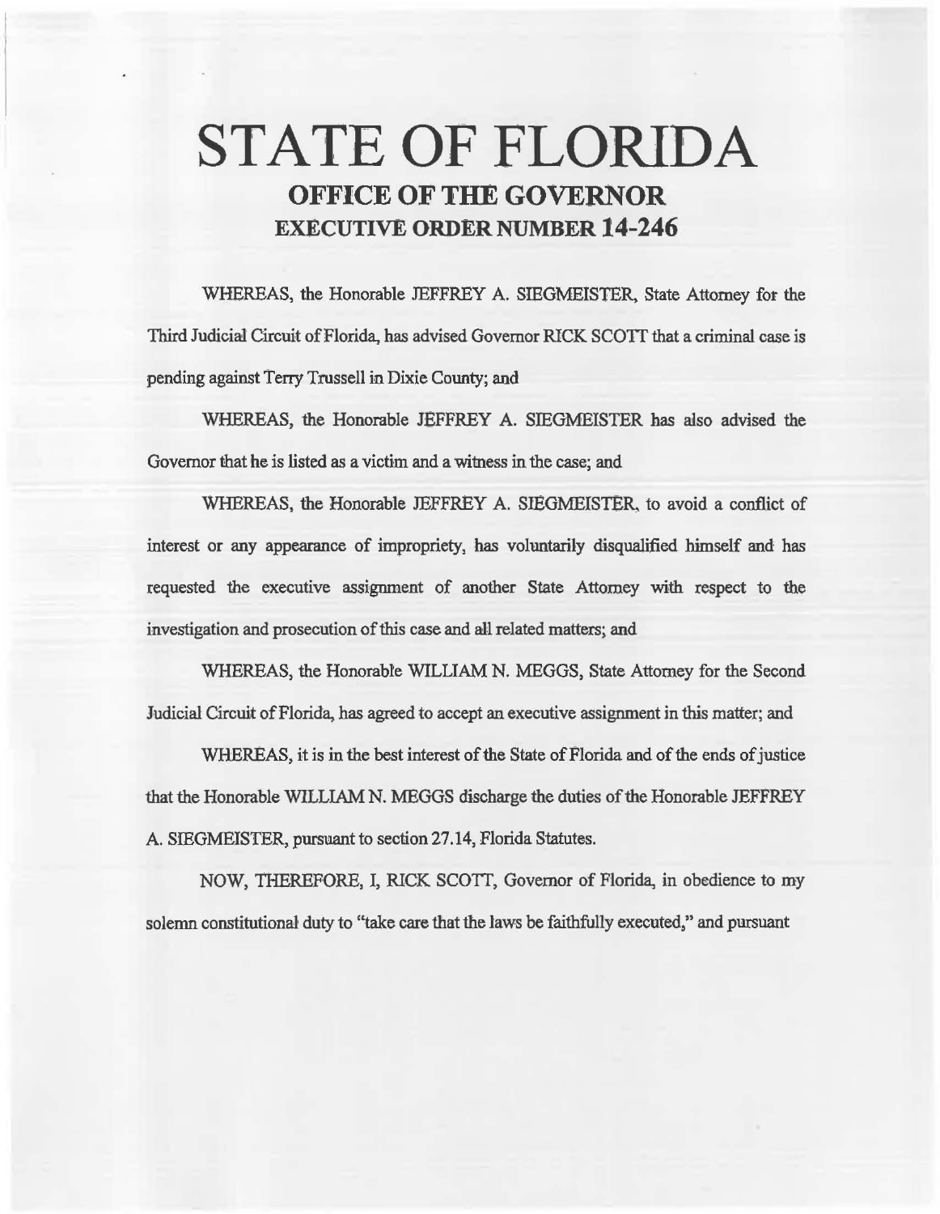# STATE OF FLORIDA

## OFFICE OF THE GOVERNOR

## EXECUTIVE ORDER NUMBER 14-246

WHEREAS, the Honorable JEFFREY A. SIEGMEISTER, State Attorney for the Third Judicial Circuit of Florida, has advised Governor RICK SCOTT that a criminal case is pending against Terry Trussell in Dixie County; and

WHEREAS, the Honorable JEFFREY A. SIEGMEISTER has also advised the Governor that he is listed as a victim and a witness in the case; and

WHEREAS, the Honorable JEFFREY A. SIEGMEISTER, to avoid a conflict of interest or any appearance of impropriety, has voluntarily disqualified himself and has requested the executive assignment of another State Attorney with respect to the investigation and prosecution of this case and all related matters; and

WHEREAS, the Honorable WILLIAM N. MEGGS, State Attorney for the Second Judicial Circuit of Florida, has agreed to accept an executive assignment in this matter; and

WHEREAS, it is in the best interest of the State of Florida and of the ends of justice that the Honorable WILLIAM N. MEGGS discharge the duties of the Honorable JEFFREY A. SIEGMEISTER, pursuant to section 27.14, Florida Statutes.

NOW, THEREFORE, I, RICK SCOTT, Governor of Florida, in obedience to my solemn constitutional duty to "take care that the laws be faithfully executed," and pursuant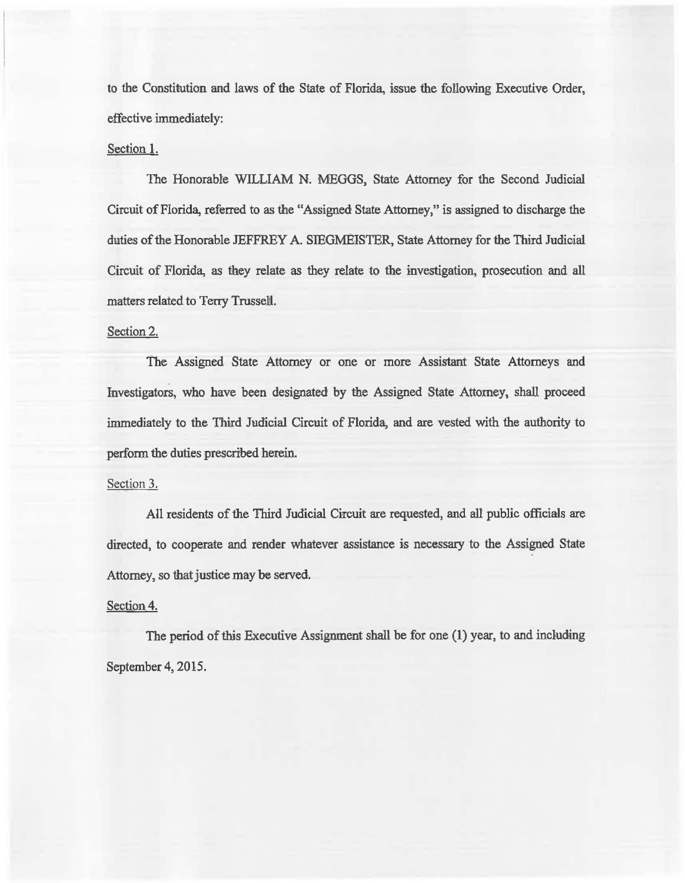to the Constitution and laws of the State of Florida, issue the following Executive Order, effective immediately:

Section 1.

The Honorable WILLIAM N. MEGGS, State Attorney for the Second Judicial Circuit of Florida, referred to as the "Assigned State Attorney," is assigned to discharge the duties of the Honorable JEFFREY A. SIEGMEISTER, State Attorney for the Third Judicial Circuit of Florida, as they relate as they relate to the investigation, prosecution and all matters related to Terry Trussell.

Section 2.

The Assigned State Attorney or one or more Assistant State Attorneys and Investigators, who have been designated by the Assigned State Attorney, shall proceed immediately to the Third Judicial Circuit of Florida, and are vested with the authority to perform the duties prescribed herein.

Section 3.

All residents of the Third Judicial Circuit are requested, and all public officials are directed, to cooperate and render whatever assistance is necessary to the Assigned State Attorney, so that justice may be served.

Section 4.

The period of this Executive Assignment shall be for one (1) year, to and including September 4, 2015.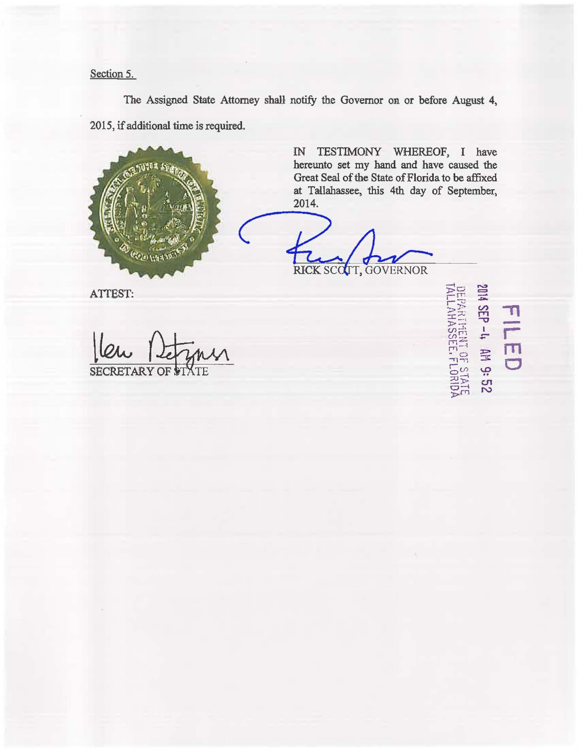Section 5.

The Assigned State Attorney shall notify the Governor on or before August 4, 2015, if additional time is required.

IN TESTIMONY WHEREOF, I have hereunto set my hand and have caused the Great Seal of the State of Florida to be affixed at Tallahassee, this 4th day of September, 2014.

RICK SCOTT, GOVERNOR

ATTEST:

SECRETARY OF STATE

FILED

2014 SEP -4 AM 9:52

DEPARTMENT OF STATE
TALLAHASSEE, FLORIDA